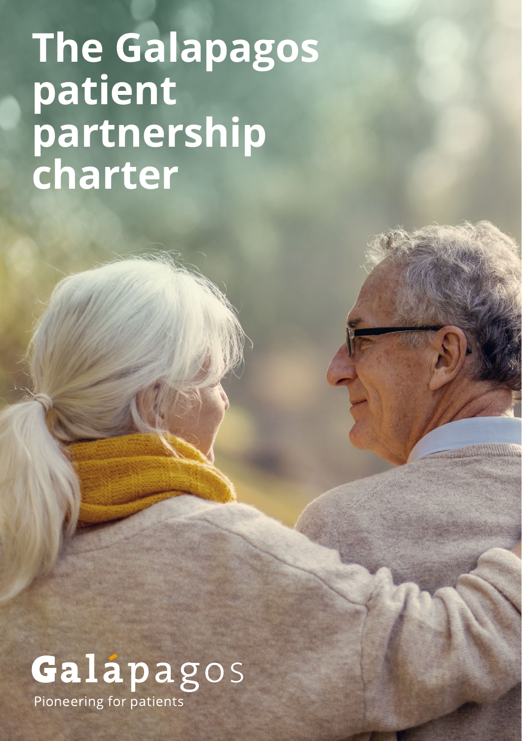# The Galapagos patient partnership charter

Galápagos

Pioneering for patients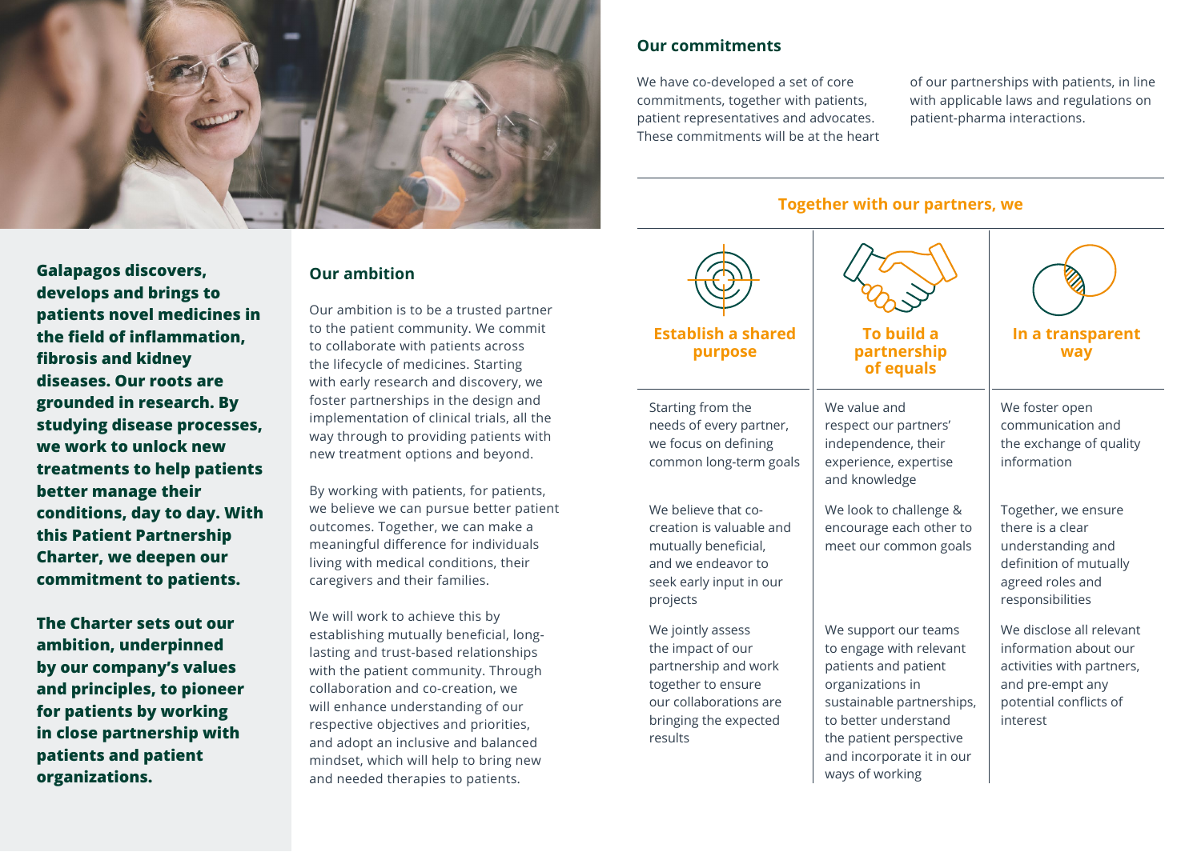**Galapagos discovers, develops and brings to patients novel medicines in the field of inflammation, fibrosis and kidney diseases. Our roots are grounded in research. By studying disease processes, we work to unlock new treatments to help patients better manage their conditions, day to day. With this Patient Partnership Charter, we deepen our commitment to patients.**

**The Charter sets out our ambition, underpinned by our company's values and principles, to pioneer for patients by working in close partnership with patients and patient organizations.**

## Our ambition

Our ambition is to be a trusted partner to the patient community. We commit to collaborate with patients across the lifecycle of medicines. Starting with early research and discovery, we foster partnerships in the design and implementation of clinical trials, all the way through to providing patients with new treatment options and beyond.

By working with patients, for patients, we believe we can pursue better patient outcomes. Together, we can make a meaningful difference for individuals living with medical conditions, their caregivers and their families.

We will work to achieve this by establishing mutually beneficial, long-lasting and trust-based relationships with the patient community. Through collaboration and co-creation, we will enhance understanding of our respective objectives and priorities, and adopt an inclusive and balanced mindset, which will help to bring new and needed therapies to patients.

## Our commitments

We have co-developed a set of core commitments, together with patients, patient representatives and advocates. These commitments will be at the heart of our partnerships with patients, in line with applicable laws and regulations on patient-pharma interactions.

### Together with our partners, we

| Establish a shared purpose | To build a partnership of equals | In a transparent way |
|---|---|---|
| Starting from the needs of every partner, we focus on defining common long-term goals | We value and respect our partners' independence, their experience, expertise and knowledge | We foster open communication and the exchange of quality information |
| We believe that co-creation is valuable and mutually beneficial, and we endeavor to seek early input in our projects | We look to challenge & encourage each other to meet our common goals | Together, we ensure there is a clear understanding and definition of mutually agreed roles and responsibilities |
| We jointly assess the impact of our partnership and work together to ensure our collaborations are bringing the expected results | We support our teams to engage with relevant patients and patient organizations in sustainable partnerships, to better understand the patient perspective and incorporate it in our ways of working | We disclose all relevant information about our activities with partners, and pre-empt any potential conflicts of interest |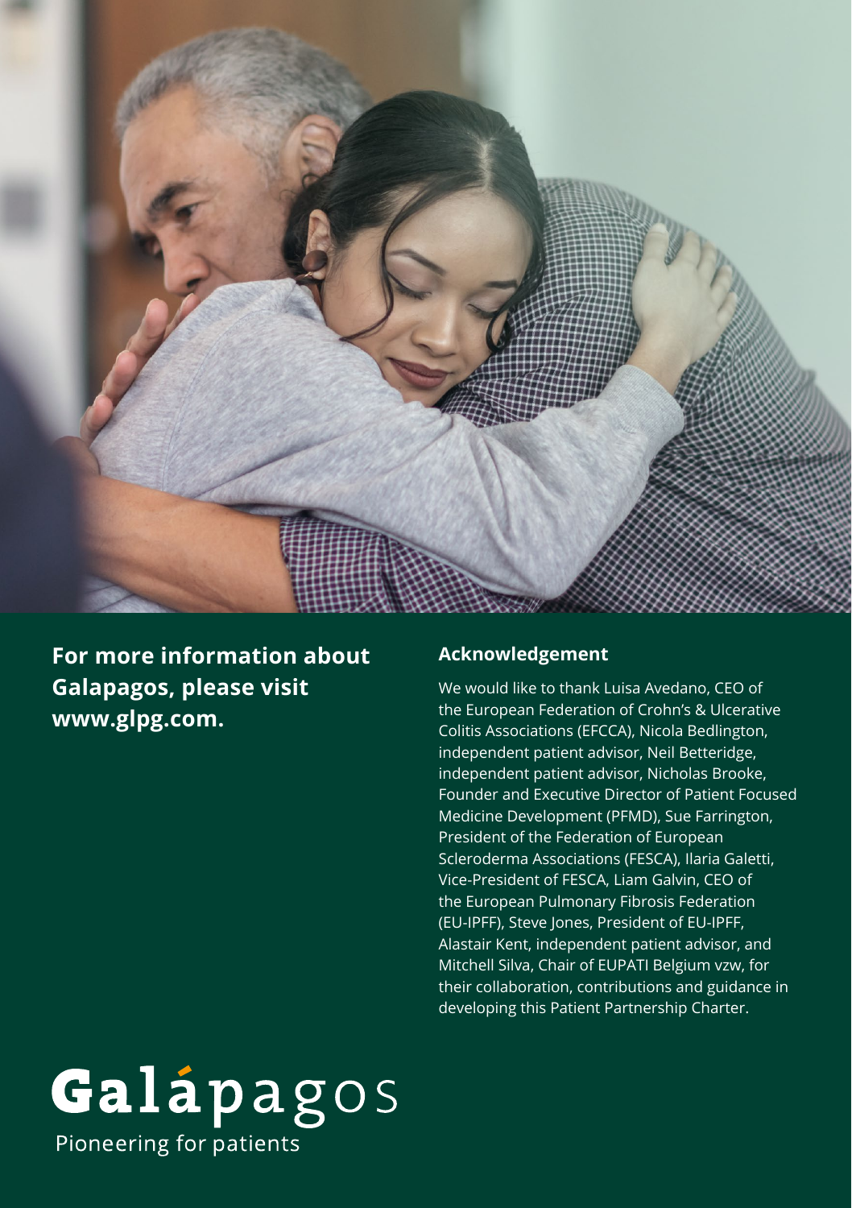**For more information about Galapagos, please visit www.glpg.com.**

## Acknowledgement

We would like to thank Luisa Avedano, CEO of the European Federation of Crohn's & Ulcerative Colitis Associations (EFCCA), Nicola Bedlington, independent patient advisor, Neil Betteridge, independent patient advisor, Nicholas Brooke, Founder and Executive Director of Patient Focused Medicine Development (PFMD), Sue Farrington, President of the Federation of European Scleroderma Associations (FESCA), Ilaria Galetti, Vice-President of FESCA, Liam Galvin, CEO of the European Pulmonary Fibrosis Federation (EU-IPFF), Steve Jones, President of EU-IPFF, Alastair Kent, independent patient advisor, and Mitchell Silva, Chair of EUPATI Belgium vzw, for their collaboration, contributions and guidance in developing this Patient Partnership Charter.

Galápagos

Pioneering for patients